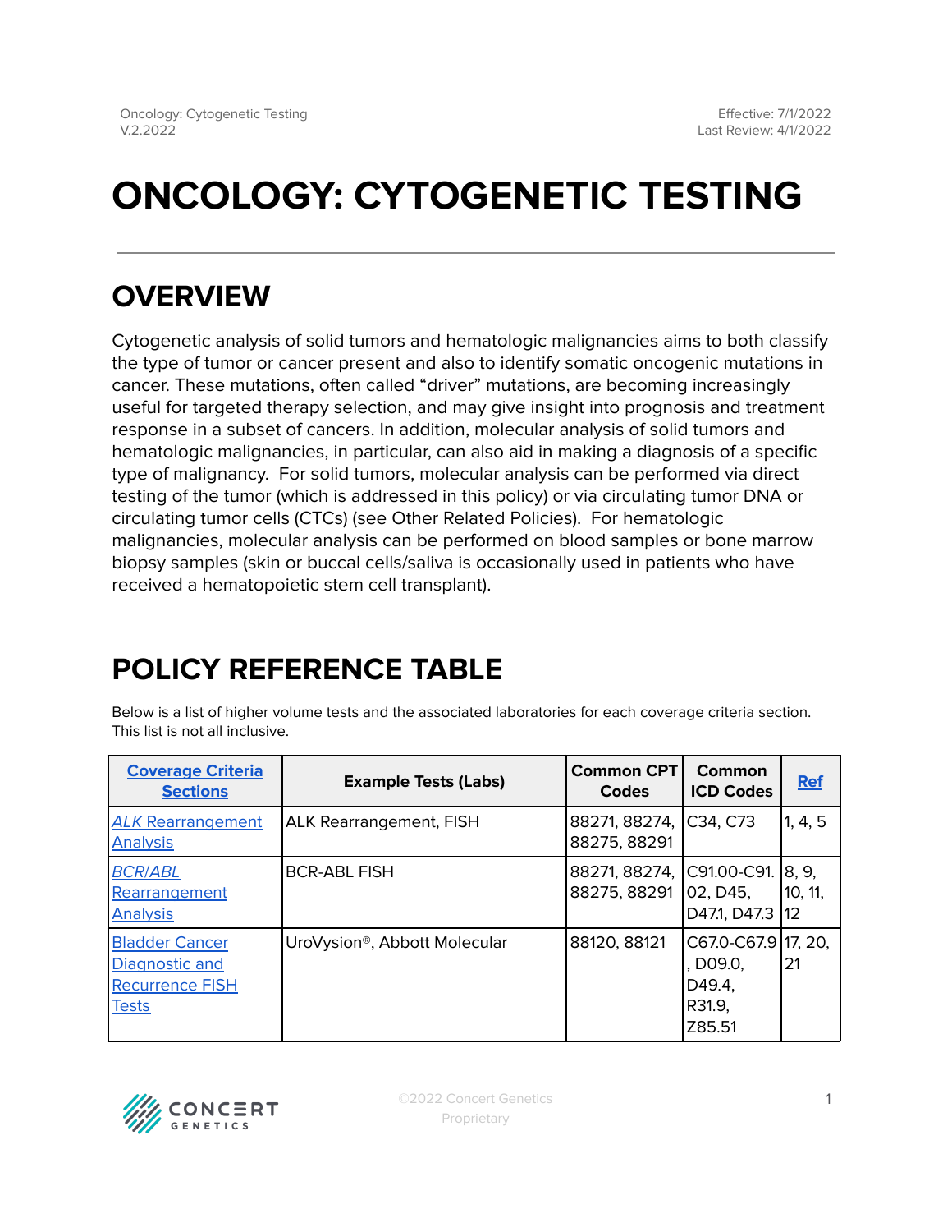# ONCOLOGY: CYTOGENETIC TESTING

## OVERVIEW

Cytogenetic analysis of solid tumors and hematologic malignancies aims to both classify the type of tumor or cancer present and also to identify somatic oncogenic mutations in cancer. These mutations, often called "driver" mutations, are becoming increasingly useful for targeted therapy selection, and may give insight into prognosis and treatment response in a subset of cancers. In addition, molecular analysis of solid tumors and hematologic malignancies, in particular, can also aid in making a diagnosis of a specific type of malignancy. For solid tumors, molecular analysis can be performed via direct testing of the tumor (which is addressed in this policy) or via circulating tumor DNA or circulating tumor cells (CTCs) (see Other Related Policies). For hematologic malignancies, molecular analysis can be performed on blood samples or bone marrow biopsy samples (skin or buccal cells/saliva is occasionally used in patients who have received a hematopoietic stem cell transplant).

## POLICY REFERENCE TABLE

Below is a list of higher volume tests and the associated laboratories for each coverage criteria section. This list is not all inclusive.

| Coverage Criteria Sections | Example Tests (Labs) | Common CPT Codes | Common ICD Codes | Ref |
|---|---|---|---|---|
| *ALK* Rearrangement Analysis | ALK Rearrangement, FISH | 88271, 88274, 88275, 88291 | C34, C73 | 1, 4, 5 |
| *BCR/ABL* Rearrangement Analysis | BCR-ABL FISH | 88271, 88274, 88275, 88291 | C91.00-C91.02, D45, D47.1, D47.3 | 8, 9, 10, 11, 12 |
| Bladder Cancer Diagnostic and Recurrence FISH Tests | UroVysion®, Abbott Molecular | 88120, 88121 | C67.0-C67.9, D09.0, D49.4, R31.9, Z85.51 | 17, 20, 21 |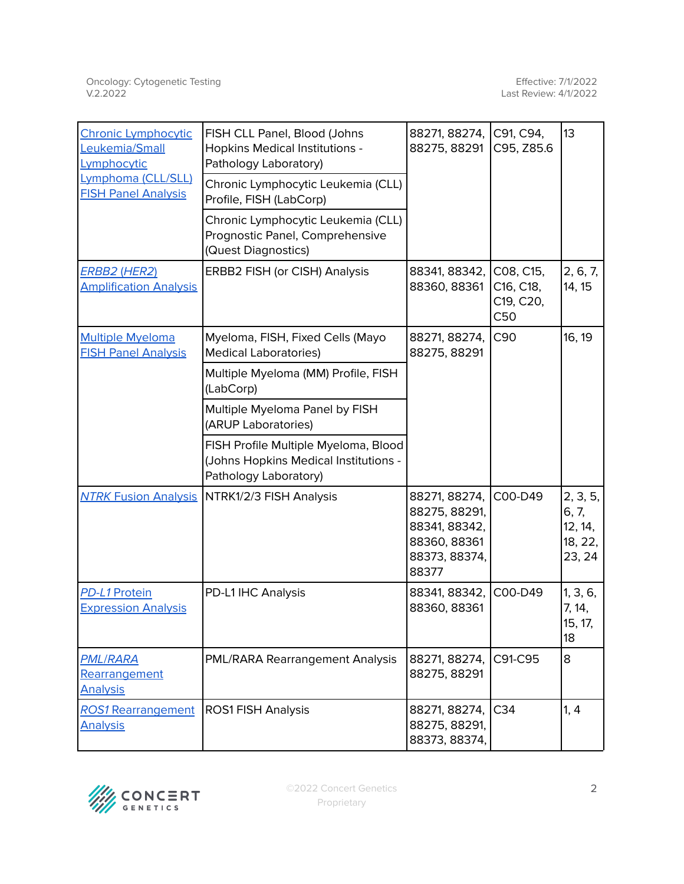| | | | | |
|---|---|---|---|---|
| Chronic Lymphocytic Leukemia/Small Lymphocytic Lymphoma (CLL/SLL) FISH Panel Analysis | FISH CLL Panel, Blood (Johns Hopkins Medical Institutions - Pathology Laboratory) | 88271, 88274, 88275, 88291 | C91, C94, C95, Z85.6 | 13 |
| | Chronic Lymphocytic Leukemia (CLL) Profile, FISH (LabCorp) | | | |
| | Chronic Lymphocytic Leukemia (CLL) Prognostic Panel, Comprehensive (Quest Diagnostics) | | | |
| *ERBB2 (HER2)* Amplification Analysis | ERBB2 FISH (or CISH) Analysis | 88341, 88342, 88360, 88361 | C08, C15, C16, C18, C19, C20, C50 | 2, 6, 7, 14, 15 |
| Multiple Myeloma FISH Panel Analysis | Myeloma, FISH, Fixed Cells (Mayo Medical Laboratories) | 88271, 88274, 88275, 88291 | C90 | 16, 19 |
| | Multiple Myeloma (MM) Profile, FISH (LabCorp) | | | |
| | Multiple Myeloma Panel by FISH (ARUP Laboratories) | | | |
| | FISH Profile Multiple Myeloma, Blood (Johns Hopkins Medical Institutions - Pathology Laboratory) | | | |
| *NTRK* Fusion Analysis | NTRK1/2/3 FISH Analysis | 88271, 88274, 88275, 88291, 88341, 88342, 88360, 88361 88373, 88374, 88377 | C00-D49 | 2, 3, 5, 6, 7, 12, 14, 18, 22, 23, 24 |
| *PD-L1* Protein Expression Analysis | PD-L1 IHC Analysis | 88341, 88342, 88360, 88361 | C00-D49 | 1, 3, 6, 7, 14, 15, 17, 18 |
| *PML/RARA* Rearrangement Analysis | PML/RARA Rearrangement Analysis | 88271, 88274, 88275, 88291 | C91-C95 | 8 |
| *ROS1* Rearrangement Analysis | ROS1 FISH Analysis | 88271, 88274, 88275, 88291, 88373, 88374, | C34 | 1, 4 |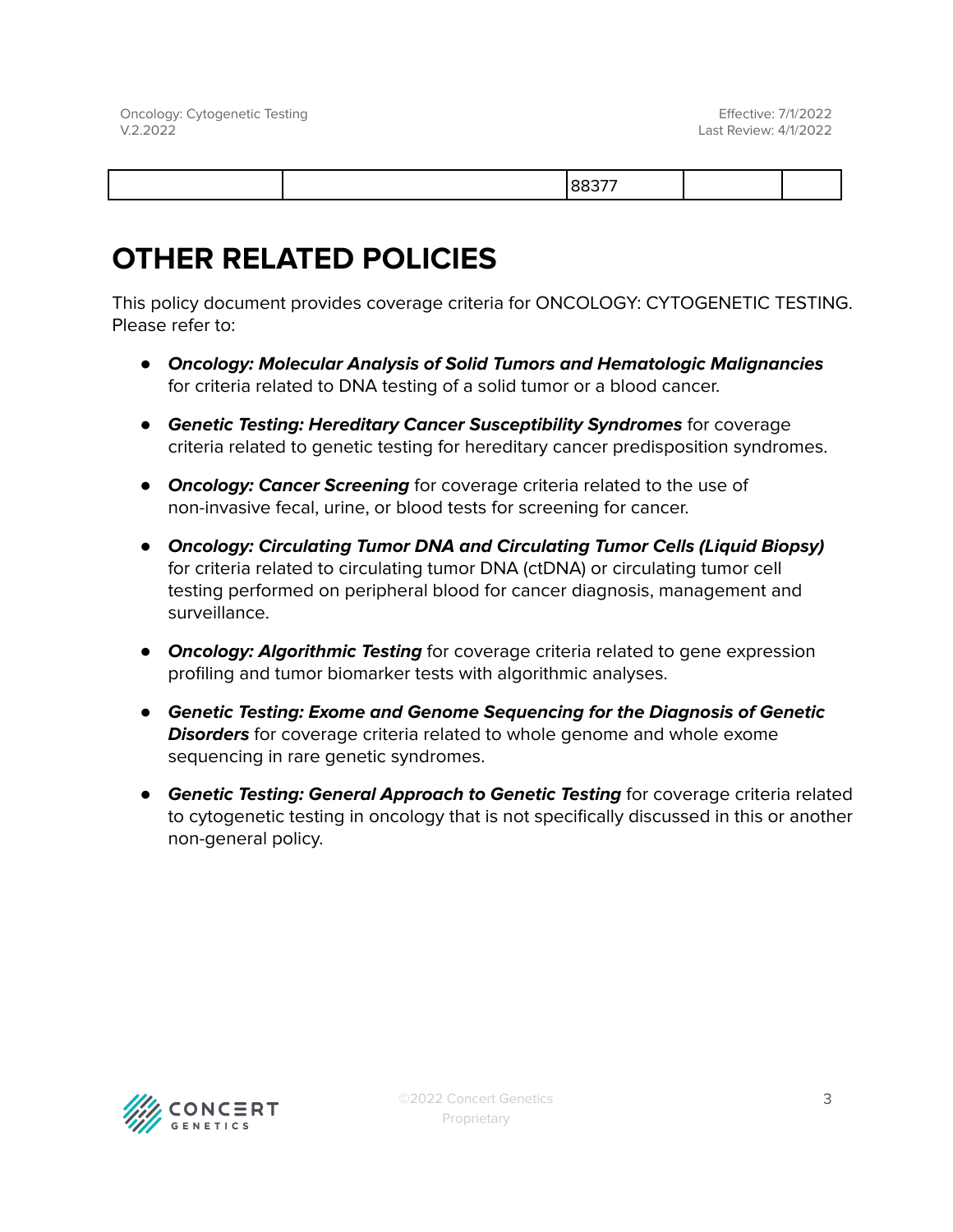| | | 88377 | | |
|---|---|---|---|---|

# OTHER RELATED POLICIES

This policy document provides coverage criteria for ONCOLOGY: CYTOGENETIC TESTING. Please refer to:

- ***Oncology: Molecular Analysis of Solid Tumors and Hematologic Malignancies*** for criteria related to DNA testing of a solid tumor or a blood cancer.
- ***Genetic Testing: Hereditary Cancer Susceptibility Syndromes*** for coverage criteria related to genetic testing for hereditary cancer predisposition syndromes.
- ***Oncology: Cancer Screening*** for coverage criteria related to the use of non-invasive fecal, urine, or blood tests for screening for cancer.
- ***Oncology: Circulating Tumor DNA and Circulating Tumor Cells (Liquid Biopsy)*** for criteria related to circulating tumor DNA (ctDNA) or circulating tumor cell testing performed on peripheral blood for cancer diagnosis, management and surveillance.
- ***Oncology: Algorithmic Testing*** for coverage criteria related to gene expression profiling and tumor biomarker tests with algorithmic analyses.
- ***Genetic Testing: Exome and Genome Sequencing for the Diagnosis of Genetic Disorders*** for coverage criteria related to whole genome and whole exome sequencing in rare genetic syndromes.
- ***Genetic Testing: General Approach to Genetic Testing*** for coverage criteria related to cytogenetic testing in oncology that is not specifically discussed in this or another non-general policy.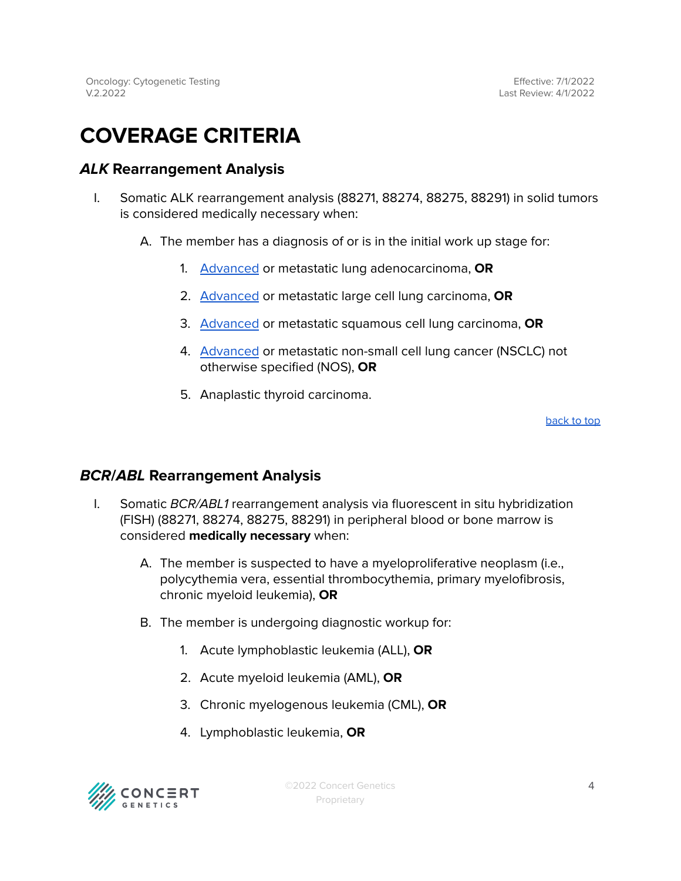# COVERAGE CRITERIA

## *ALK* Rearrangement Analysis

I. Somatic ALK rearrangement analysis (88271, 88274, 88275, 88291) in solid tumors is considered medically necessary when:

   A. The member has a diagnosis of or is in the initial work up stage for:

      1. Advanced or metastatic lung adenocarcinoma, **OR**
      2. Advanced or metastatic large cell lung carcinoma, **OR**
      3. Advanced or metastatic squamous cell lung carcinoma, **OR**
      4. Advanced or metastatic non-small cell lung cancer (NSCLC) not otherwise specified (NOS), **OR**
      5. Anaplastic thyroid carcinoma.

back to top

## *BCR/ABL* Rearrangement Analysis

I. Somatic *BCR/ABL1* rearrangement analysis via fluorescent in situ hybridization (FISH) (88271, 88274, 88275, 88291) in peripheral blood or bone marrow is considered **medically necessary** when:

   A. The member is suspected to have a myeloproliferative neoplasm (i.e., polycythemia vera, essential thrombocythemia, primary myelofibrosis, chronic myeloid leukemia), **OR**

   B. The member is undergoing diagnostic workup for:

      1. Acute lymphoblastic leukemia (ALL), **OR**
      2. Acute myeloid leukemia (AML), **OR**
      3. Chronic myelogenous leukemia (CML), **OR**
      4. Lymphoblastic leukemia, **OR**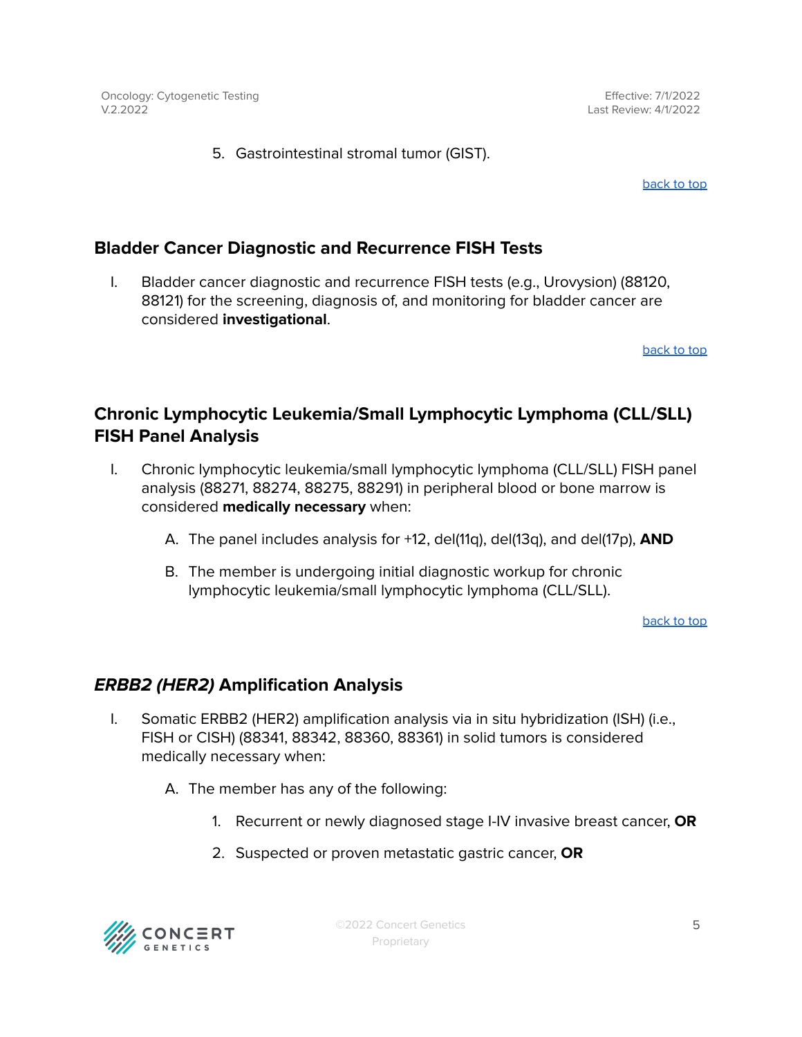5. Gastrointestinal stromal tumor (GIST).

back to top

## Bladder Cancer Diagnostic and Recurrence FISH Tests

I. Bladder cancer diagnostic and recurrence FISH tests (e.g., Urovysion) (88120, 88121) for the screening, diagnosis of, and monitoring for bladder cancer are considered **investigational**.

back to top

## Chronic Lymphocytic Leukemia/Small Lymphocytic Lymphoma (CLL/SLL) FISH Panel Analysis

I. Chronic lymphocytic leukemia/small lymphocytic lymphoma (CLL/SLL) FISH panel analysis (88271, 88274, 88275, 88291) in peripheral blood or bone marrow is considered **medically necessary** when:

   A. The panel includes analysis for +12, del(11q), del(13q), and del(17p), **AND**

   B. The member is undergoing initial diagnostic workup for chronic lymphocytic leukemia/small lymphocytic lymphoma (CLL/SLL).

back to top

## *ERBB2 (HER2)* Amplification Analysis

I. Somatic ERBB2 (HER2) amplification analysis via in situ hybridization (ISH) (i.e., FISH or CISH) (88341, 88342, 88360, 88361) in solid tumors is considered medically necessary when:

   A. The member has any of the following:

      1. Recurrent or newly diagnosed stage I-IV invasive breast cancer, **OR**

      2. Suspected or proven metastatic gastric cancer, **OR**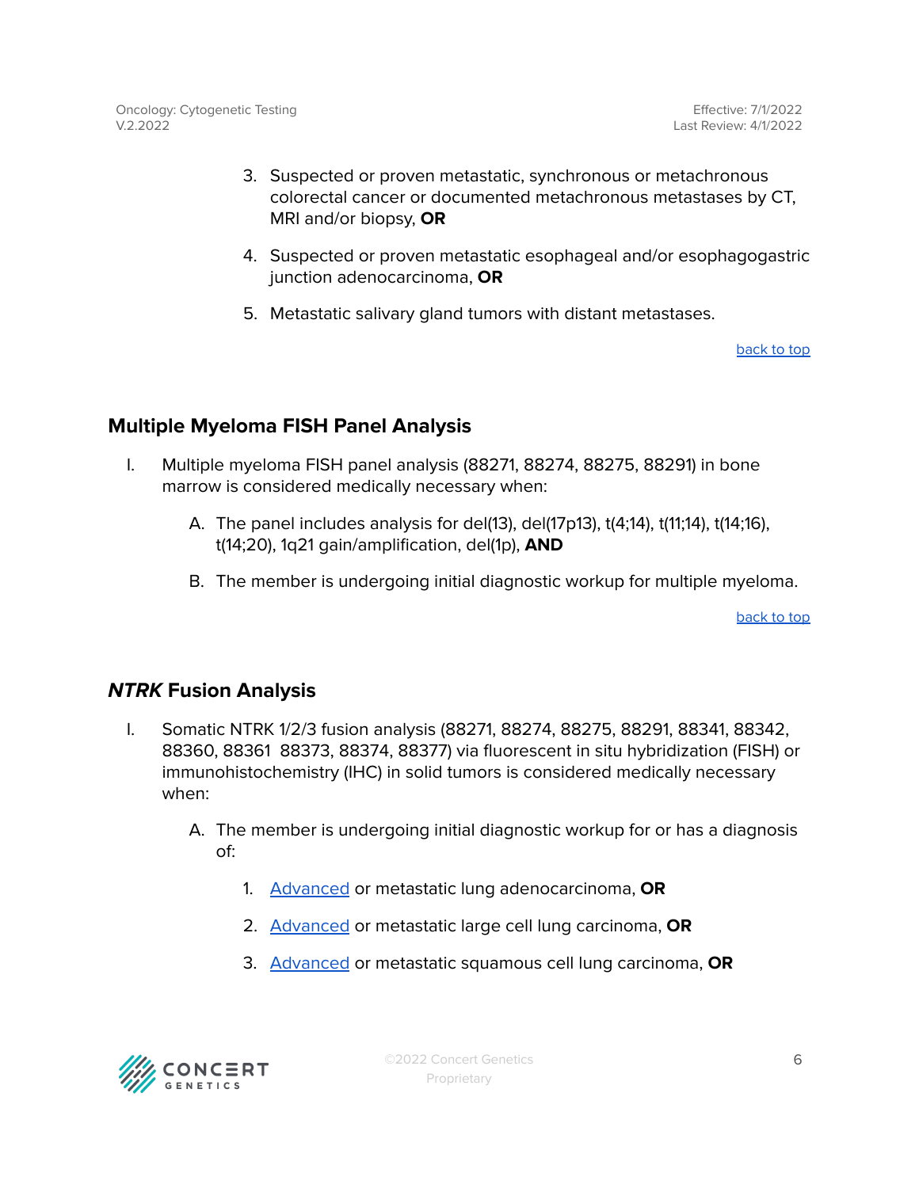3. Suspected or proven metastatic, synchronous or metachronous colorectal cancer or documented metachronous metastases by CT, MRI and/or biopsy, **OR**

4. Suspected or proven metastatic esophageal and/or esophagogastric junction adenocarcinoma, **OR**

5. Metastatic salivary gland tumors with distant metastases.

back to top

## Multiple Myeloma FISH Panel Analysis

I. Multiple myeloma FISH panel analysis (88271, 88274, 88275, 88291) in bone marrow is considered medically necessary when:

   A. The panel includes analysis for del(13), del(17p13), t(4;14), t(11;14), t(14;16), t(14;20), 1q21 gain/amplification, del(1p), **AND**

   B. The member is undergoing initial diagnostic workup for multiple myeloma.

back to top

## ***NTRK*** Fusion Analysis

I. Somatic NTRK 1/2/3 fusion analysis (88271, 88274, 88275, 88291, 88341, 88342, 88360, 88361 88373, 88374, 88377) via fluorescent in situ hybridization (FISH) or immunohistochemistry (IHC) in solid tumors is considered medically necessary when:

   A. The member is undergoing initial diagnostic workup for or has a diagnosis of:

      1. Advanced or metastatic lung adenocarcinoma, **OR**

      2. Advanced or metastatic large cell lung carcinoma, **OR**

      3. Advanced or metastatic squamous cell lung carcinoma, **OR**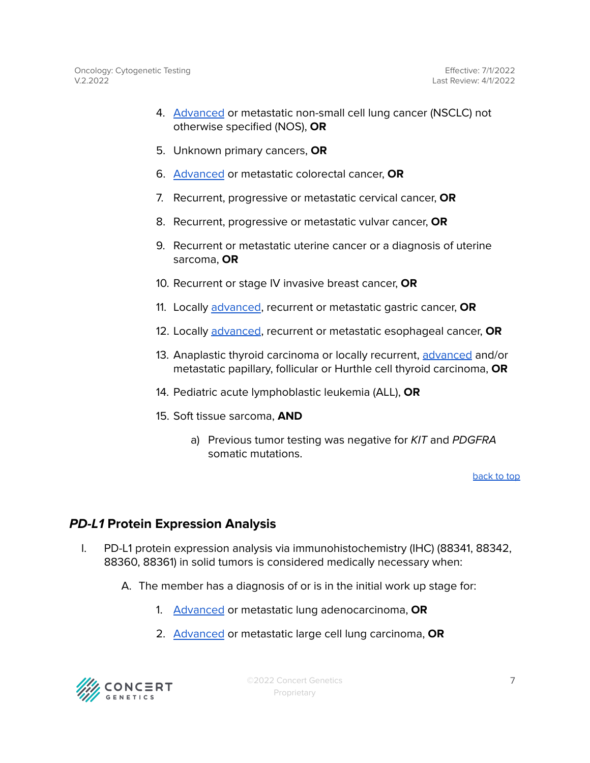4. [Advanced](#) or metastatic non-small cell lung cancer (NSCLC) not otherwise specified (NOS), **OR**

5. Unknown primary cancers, **OR**

6. [Advanced](#) or metastatic colorectal cancer, **OR**

7. Recurrent, progressive or metastatic cervical cancer, **OR**

8. Recurrent, progressive or metastatic vulvar cancer, **OR**

9. Recurrent or metastatic uterine cancer or a diagnosis of uterine sarcoma, **OR**

10. Recurrent or stage IV invasive breast cancer, **OR**

11. Locally [advanced](#), recurrent or metastatic gastric cancer, **OR**

12. Locally [advanced](#), recurrent or metastatic esophageal cancer, **OR**

13. Anaplastic thyroid carcinoma or locally recurrent, [advanced](#) and/or metastatic papillary, follicular or Hurthle cell thyroid carcinoma, **OR**

14. Pediatric acute lymphoblastic leukemia (ALL), **OR**

15. Soft tissue sarcoma, **AND**

    a) Previous tumor testing was negative for *KIT* and *PDGFRA* somatic mutations.

[back to top](#)

## ***PD-L1*** **Protein Expression Analysis**

I. PD-L1 protein expression analysis via immunohistochemistry (IHC) (88341, 88342, 88360, 88361) in solid tumors is considered medically necessary when:

   A. The member has a diagnosis of or is in the initial work up stage for:

      1. [Advanced](#) or metastatic lung adenocarcinoma, **OR**

      2. [Advanced](#) or metastatic large cell lung carcinoma, **OR**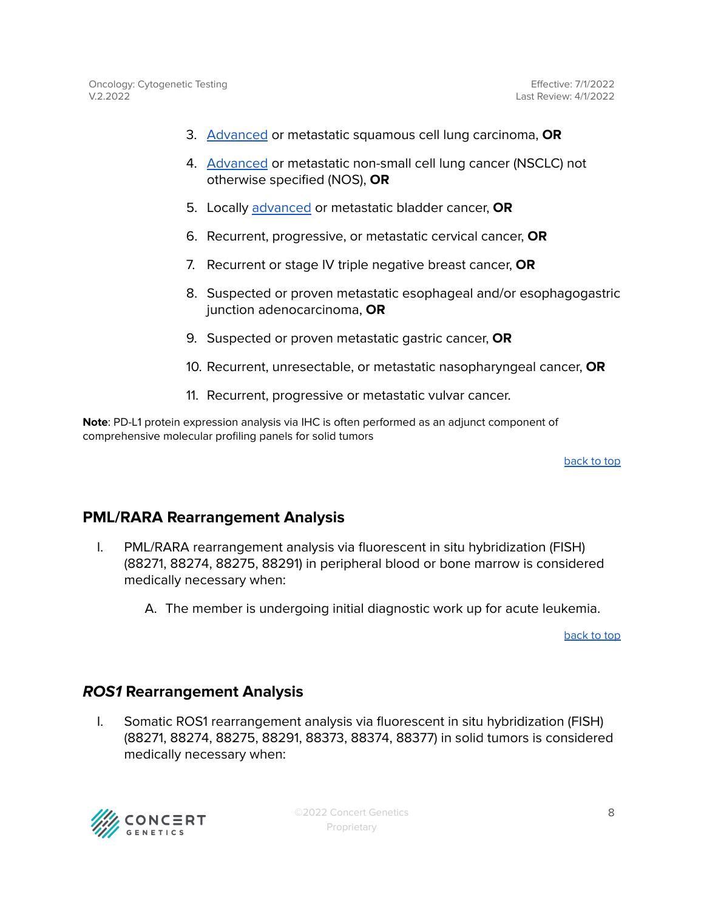3. Advanced or metastatic squamous cell lung carcinoma, **OR**
4. Advanced or metastatic non-small cell lung cancer (NSCLC) not otherwise specified (NOS), **OR**
5. Locally advanced or metastatic bladder cancer, **OR**
6. Recurrent, progressive, or metastatic cervical cancer, **OR**
7. Recurrent or stage IV triple negative breast cancer, **OR**
8. Suspected or proven metastatic esophageal and/or esophagogastric junction adenocarcinoma, **OR**
9. Suspected or proven metastatic gastric cancer, **OR**
10. Recurrent, unresectable, or metastatic nasopharyngeal cancer, **OR**
11. Recurrent, progressive or metastatic vulvar cancer.

**Note**: PD-L1 protein expression analysis via IHC is often performed as an adjunct component of comprehensive molecular profiling panels for solid tumors

back to top

## PML/RARA Rearrangement Analysis

I. PML/RARA rearrangement analysis via fluorescent in situ hybridization (FISH) (88271, 88274, 88275, 88291) in peripheral blood or bone marrow is considered medically necessary when:

   A. The member is undergoing initial diagnostic work up for acute leukemia.

back to top

## *ROS1* Rearrangement Analysis

I. Somatic ROS1 rearrangement analysis via fluorescent in situ hybridization (FISH) (88271, 88274, 88275, 88291, 88373, 88374, 88377) in solid tumors is considered medically necessary when: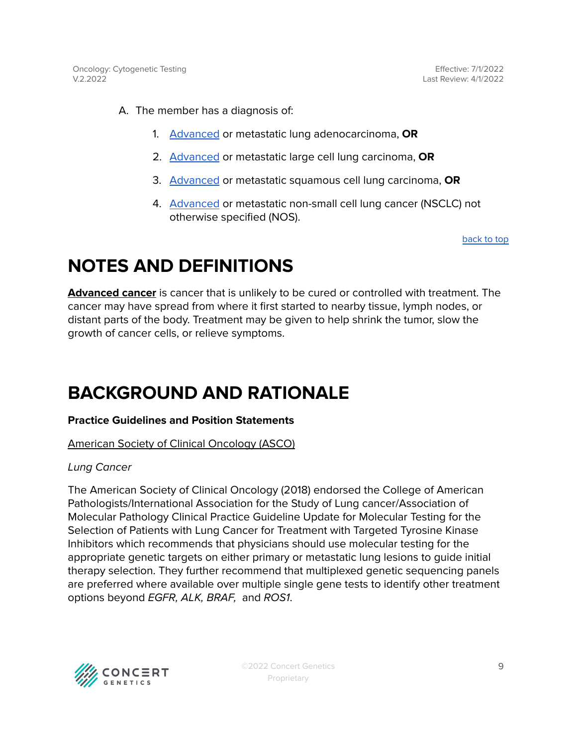A. The member has a diagnosis of:

1. Advanced or metastatic lung adenocarcinoma, **OR**
2. Advanced or metastatic large cell lung carcinoma, **OR**
3. Advanced or metastatic squamous cell lung carcinoma, **OR**
4. Advanced or metastatic non-small cell lung cancer (NSCLC) not otherwise specified (NOS).

back to top

# NOTES AND DEFINITIONS

**Advanced cancer** is cancer that is unlikely to be cured or controlled with treatment. The cancer may have spread from where it first started to nearby tissue, lymph nodes, or distant parts of the body. Treatment may be given to help shrink the tumor, slow the growth of cancer cells, or relieve symptoms.

# BACKGROUND AND RATIONALE

**Practice Guidelines and Position Statements**

American Society of Clinical Oncology (ASCO)

*Lung Cancer*

The American Society of Clinical Oncology (2018) endorsed the College of American Pathologists/International Association for the Study of Lung cancer/Association of Molecular Pathology Clinical Practice Guideline Update for Molecular Testing for the Selection of Patients with Lung Cancer for Treatment with Targeted Tyrosine Kinase Inhibitors which recommends that physicians should use molecular testing for the appropriate genetic targets on either primary or metastatic lung lesions to guide initial therapy selection. They further recommend that multiplexed genetic sequencing panels are preferred where available over multiple single gene tests to identify other treatment options beyond *EGFR, ALK, BRAF,* and *ROS1*.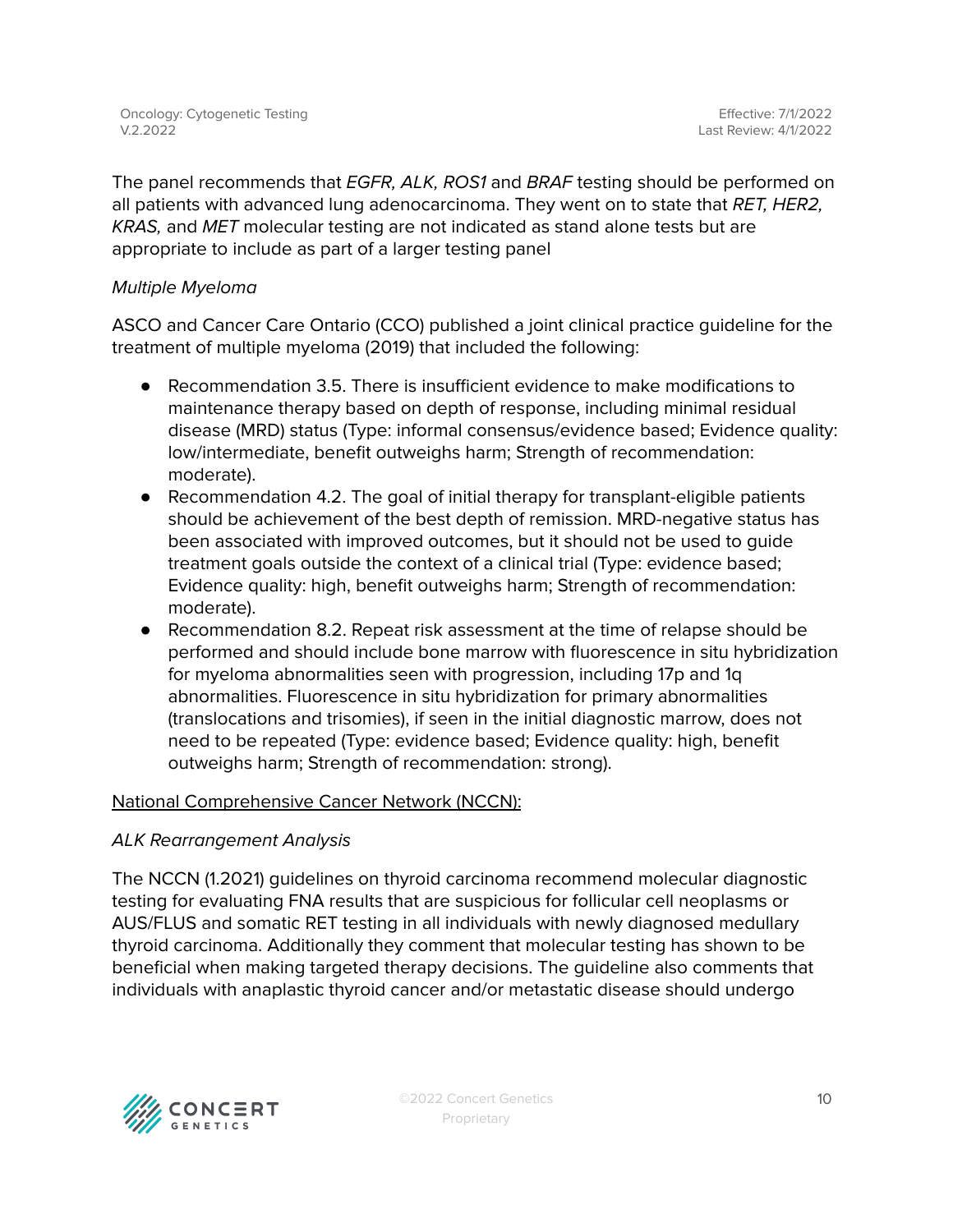The panel recommends that *EGFR, ALK, ROS1* and *BRAF* testing should be performed on all patients with advanced lung adenocarcinoma. They went on to state that *RET, HER2, KRAS,* and *MET* molecular testing are not indicated as stand alone tests but are appropriate to include as part of a larger testing panel

*Multiple Myeloma*

ASCO and Cancer Care Ontario (CCO) published a joint clinical practice guideline for the treatment of multiple myeloma (2019) that included the following:

- Recommendation 3.5. There is insufficient evidence to make modifications to maintenance therapy based on depth of response, including minimal residual disease (MRD) status (Type: informal consensus/evidence based; Evidence quality: low/intermediate, benefit outweighs harm; Strength of recommendation: moderate).
- Recommendation 4.2. The goal of initial therapy for transplant-eligible patients should be achievement of the best depth of remission. MRD-negative status has been associated with improved outcomes, but it should not be used to guide treatment goals outside the context of a clinical trial (Type: evidence based; Evidence quality: high, benefit outweighs harm; Strength of recommendation: moderate).
- Recommendation 8.2. Repeat risk assessment at the time of relapse should be performed and should include bone marrow with fluorescence in situ hybridization for myeloma abnormalities seen with progression, including 17p and 1q abnormalities. Fluorescence in situ hybridization for primary abnormalities (translocations and trisomies), if seen in the initial diagnostic marrow, does not need to be repeated (Type: evidence based; Evidence quality: high, benefit outweighs harm; Strength of recommendation: strong).

<u>National Comprehensive Cancer Network (NCCN):</u>

*ALK Rearrangement Analysis*

The NCCN (1.2021) guidelines on thyroid carcinoma recommend molecular diagnostic testing for evaluating FNA results that are suspicious for follicular cell neoplasms or AUS/FLUS and somatic RET testing in all individuals with newly diagnosed medullary thyroid carcinoma. Additionally they comment that molecular testing has shown to be beneficial when making targeted therapy decisions. The guideline also comments that individuals with anaplastic thyroid cancer and/or metastatic disease should undergo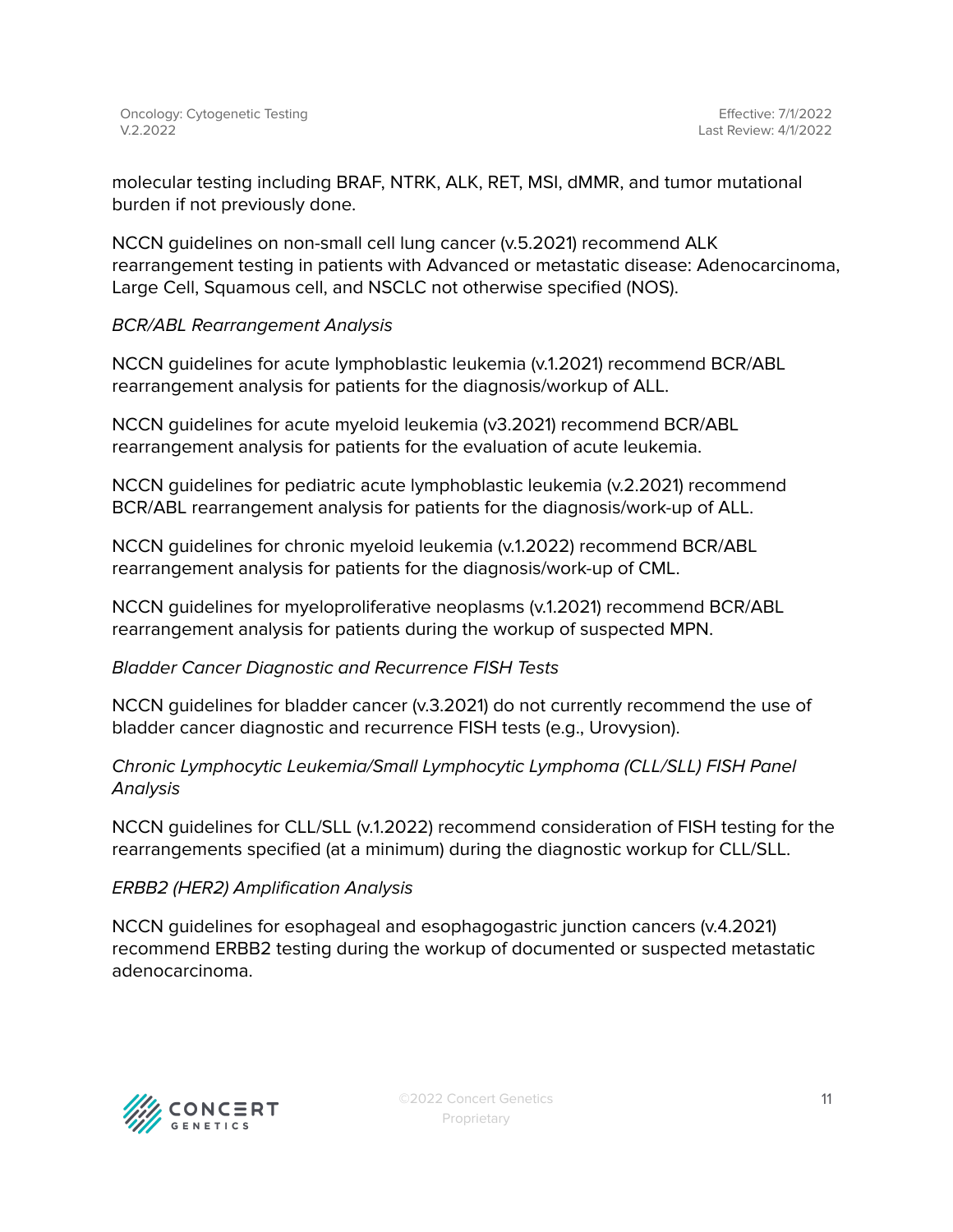molecular testing including BRAF, NTRK, ALK, RET, MSI, dMMR, and tumor mutational burden if not previously done.

NCCN guidelines on non-small cell lung cancer (v.5.2021) recommend ALK rearrangement testing in patients with Advanced or metastatic disease: Adenocarcinoma, Large Cell, Squamous cell, and NSCLC not otherwise specified (NOS).

*BCR/ABL Rearrangement Analysis*

NCCN guidelines for acute lymphoblastic leukemia (v.1.2021) recommend BCR/ABL rearrangement analysis for patients for the diagnosis/workup of ALL.

NCCN guidelines for acute myeloid leukemia (v3.2021) recommend BCR/ABL rearrangement analysis for patients for the evaluation of acute leukemia.

NCCN guidelines for pediatric acute lymphoblastic leukemia (v.2.2021) recommend BCR/ABL rearrangement analysis for patients for the diagnosis/work-up of ALL.

NCCN guidelines for chronic myeloid leukemia (v.1.2022) recommend BCR/ABL rearrangement analysis for patients for the diagnosis/work-up of CML.

NCCN guidelines for myeloproliferative neoplasms (v.1.2021) recommend BCR/ABL rearrangement analysis for patients during the workup of suspected MPN.

*Bladder Cancer Diagnostic and Recurrence FISH Tests*

NCCN guidelines for bladder cancer (v.3.2021) do not currently recommend the use of bladder cancer diagnostic and recurrence FISH tests (e.g., Urovysion).

*Chronic Lymphocytic Leukemia/Small Lymphocytic Lymphoma (CLL/SLL) FISH Panel Analysis*

NCCN guidelines for CLL/SLL (v.1.2022) recommend consideration of FISH testing for the rearrangements specified (at a minimum) during the diagnostic workup for CLL/SLL.

*ERBB2 (HER2) Amplification Analysis*

NCCN guidelines for esophageal and esophagogastric junction cancers (v.4.2021) recommend ERBB2 testing during the workup of documented or suspected metastatic adenocarcinoma.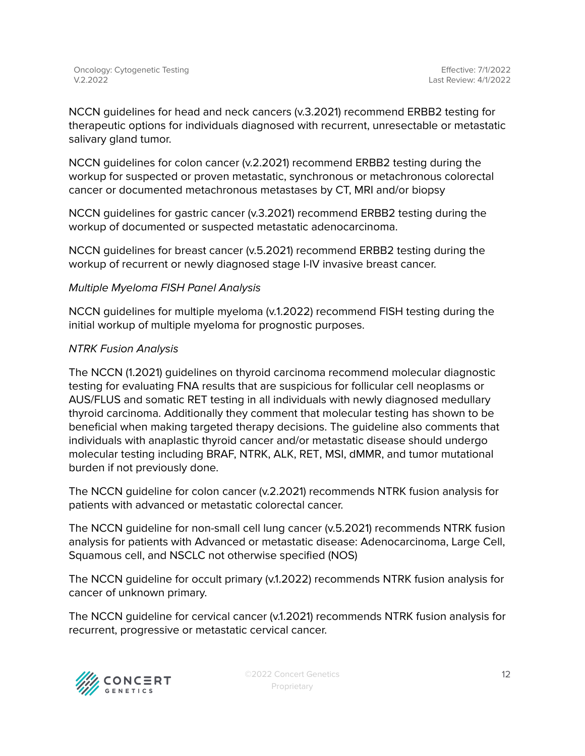NCCN guidelines for head and neck cancers (v.3.2021) recommend ERBB2 testing for therapeutic options for individuals diagnosed with recurrent, unresectable or metastatic salivary gland tumor.

NCCN guidelines for colon cancer (v.2.2021) recommend ERBB2 testing during the workup for suspected or proven metastatic, synchronous or metachronous colorectal cancer or documented metachronous metastases by CT, MRI and/or biopsy

NCCN guidelines for gastric cancer (v.3.2021) recommend ERBB2 testing during the workup of documented or suspected metastatic adenocarcinoma.

NCCN guidelines for breast cancer (v.5.2021) recommend ERBB2 testing during the workup of recurrent or newly diagnosed stage I-IV invasive breast cancer.

*Multiple Myeloma FISH Panel Analysis*

NCCN guidelines for multiple myeloma (v.1.2022) recommend FISH testing during the initial workup of multiple myeloma for prognostic purposes.

*NTRK Fusion Analysis*

The NCCN (1.2021) guidelines on thyroid carcinoma recommend molecular diagnostic testing for evaluating FNA results that are suspicious for follicular cell neoplasms or AUS/FLUS and somatic RET testing in all individuals with newly diagnosed medullary thyroid carcinoma. Additionally they comment that molecular testing has shown to be beneficial when making targeted therapy decisions. The guideline also comments that individuals with anaplastic thyroid cancer and/or metastatic disease should undergo molecular testing including BRAF, NTRK, ALK, RET, MSI, dMMR, and tumor mutational burden if not previously done.

The NCCN guideline for colon cancer (v.2.2021) recommends NTRK fusion analysis for patients with advanced or metastatic colorectal cancer.

The NCCN guideline for non-small cell lung cancer (v.5.2021) recommends NTRK fusion analysis for patients with Advanced or metastatic disease: Adenocarcinoma, Large Cell, Squamous cell, and NSCLC not otherwise specified (NOS)

The NCCN guideline for occult primary (v.1.2022) recommends NTRK fusion analysis for cancer of unknown primary.

The NCCN guideline for cervical cancer (v.1.2021) recommends NTRK fusion analysis for recurrent, progressive or metastatic cervical cancer.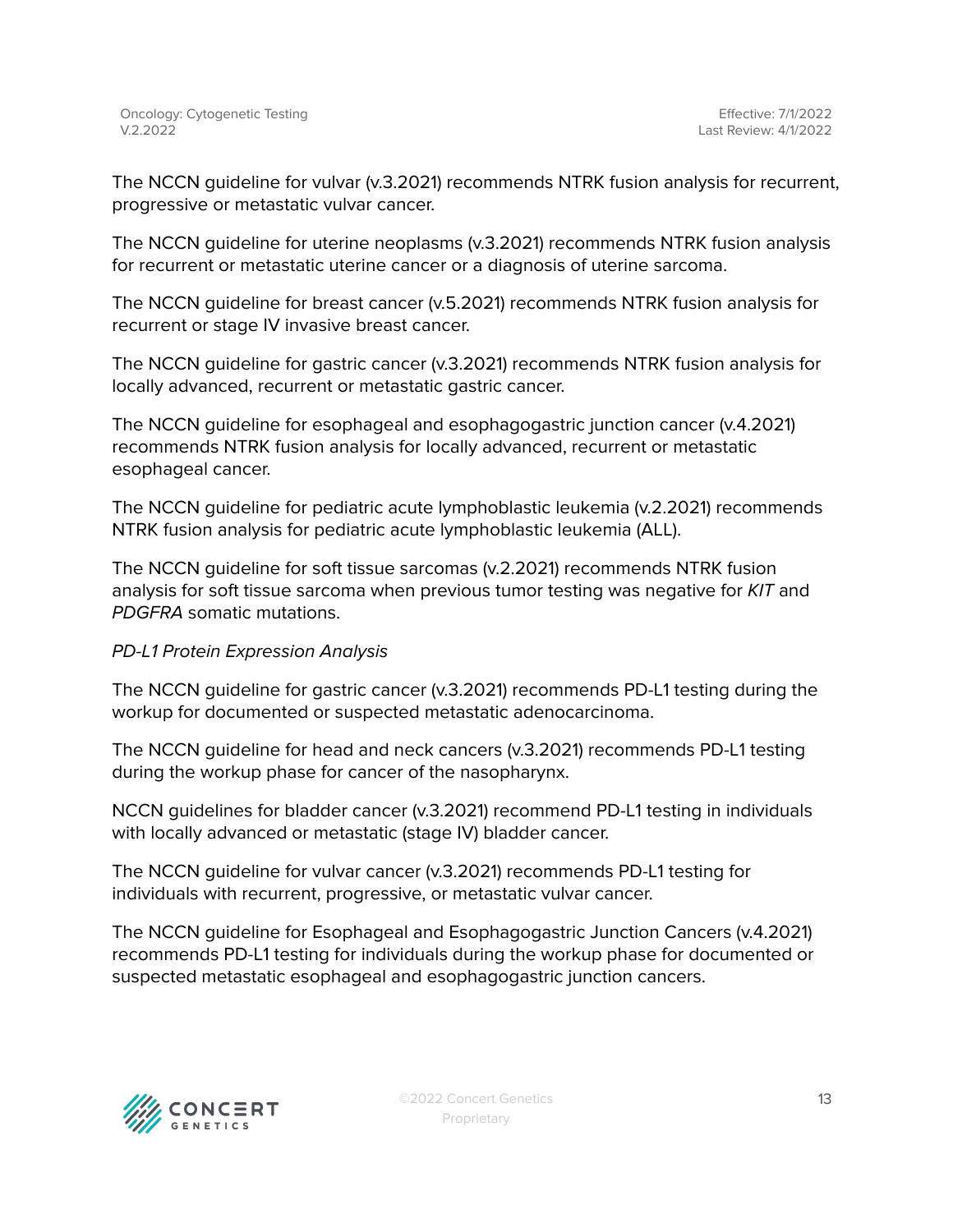The NCCN guideline for vulvar (v.3.2021) recommends NTRK fusion analysis for recurrent, progressive or metastatic vulvar cancer.

The NCCN guideline for uterine neoplasms (v.3.2021) recommends NTRK fusion analysis for recurrent or metastatic uterine cancer or a diagnosis of uterine sarcoma.

The NCCN guideline for breast cancer (v.5.2021) recommends NTRK fusion analysis for recurrent or stage IV invasive breast cancer.

The NCCN guideline for gastric cancer (v.3.2021) recommends NTRK fusion analysis for locally advanced, recurrent or metastatic gastric cancer.

The NCCN guideline for esophageal and esophagogastric junction cancer (v.4.2021) recommends NTRK fusion analysis for locally advanced, recurrent or metastatic esophageal cancer.

The NCCN guideline for pediatric acute lymphoblastic leukemia (v.2.2021) recommends NTRK fusion analysis for pediatric acute lymphoblastic leukemia (ALL).

The NCCN guideline for soft tissue sarcomas (v.2.2021) recommends NTRK fusion analysis for soft tissue sarcoma when previous tumor testing was negative for *KIT* and *PDGFRA* somatic mutations.

*PD-L1 Protein Expression Analysis*

The NCCN guideline for gastric cancer (v.3.2021) recommends PD-L1 testing during the workup for documented or suspected metastatic adenocarcinoma.

The NCCN guideline for head and neck cancers (v.3.2021) recommends PD-L1 testing during the workup phase for cancer of the nasopharynx.

NCCN guidelines for bladder cancer (v.3.2021) recommend PD-L1 testing in individuals with locally advanced or metastatic (stage IV) bladder cancer.

The NCCN guideline for vulvar cancer (v.3.2021) recommends PD-L1 testing for individuals with recurrent, progressive, or metastatic vulvar cancer.

The NCCN guideline for Esophageal and Esophagogastric Junction Cancers (v.4.2021) recommends PD-L1 testing for individuals during the workup phase for documented or suspected metastatic esophageal and esophagogastric junction cancers.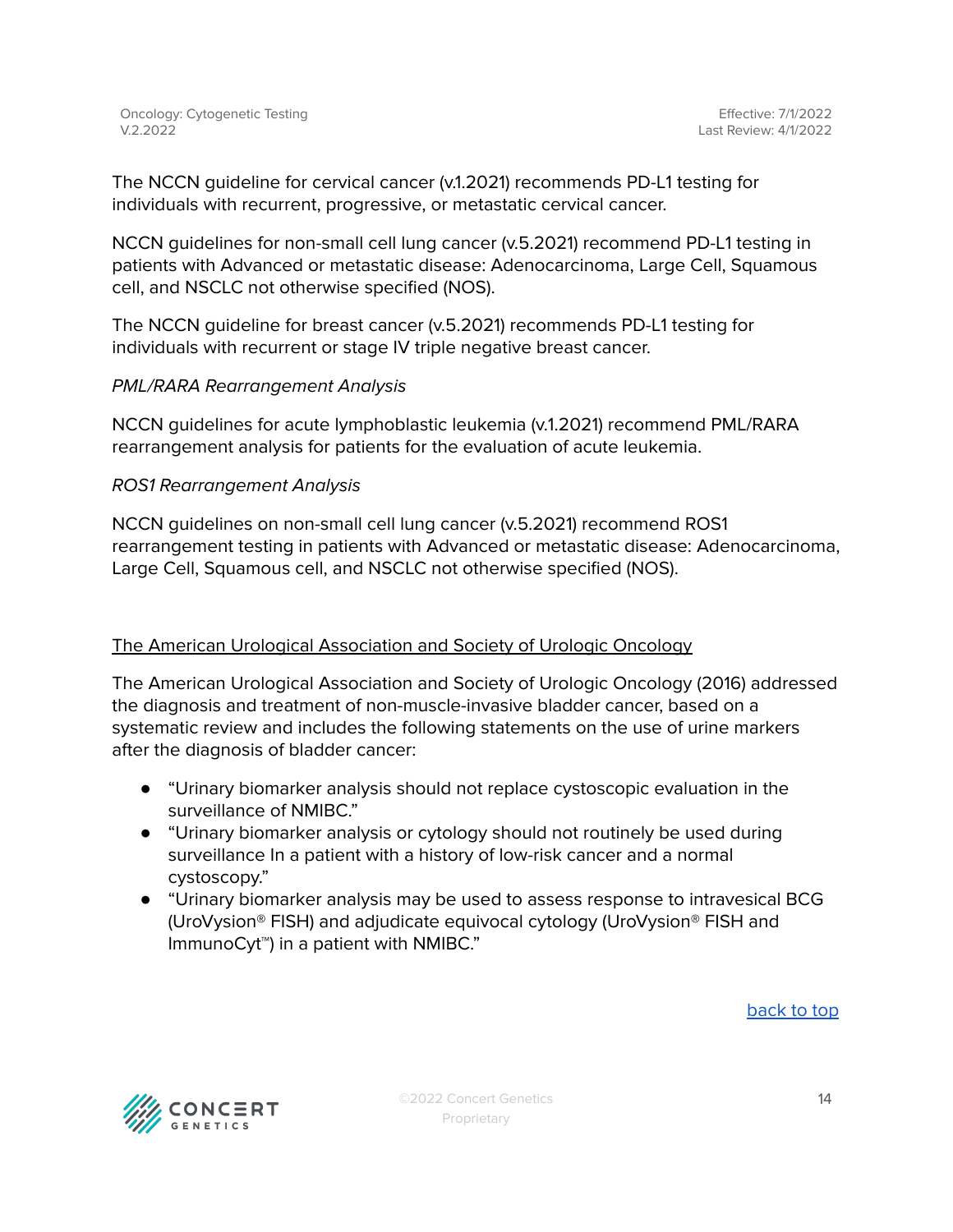The NCCN guideline for cervical cancer (v.1.2021) recommends PD-L1 testing for individuals with recurrent, progressive, or metastatic cervical cancer.

NCCN guidelines for non-small cell lung cancer (v.5.2021) recommend PD-L1 testing in patients with Advanced or metastatic disease: Adenocarcinoma, Large Cell, Squamous cell, and NSCLC not otherwise specified (NOS).

The NCCN guideline for breast cancer (v.5.2021) recommends PD-L1 testing for individuals with recurrent or stage IV triple negative breast cancer.

*PML/RARA Rearrangement Analysis*

NCCN guidelines for acute lymphoblastic leukemia (v.1.2021) recommend PML/RARA rearrangement analysis for patients for the evaluation of acute leukemia.

*ROS1 Rearrangement Analysis*

NCCN guidelines on non-small cell lung cancer (v.5.2021) recommend ROS1 rearrangement testing in patients with Advanced or metastatic disease: Adenocarcinoma, Large Cell, Squamous cell, and NSCLC not otherwise specified (NOS).

<u>The American Urological Association and Society of Urologic Oncology</u>

The American Urological Association and Society of Urologic Oncology (2016) addressed the diagnosis and treatment of non-muscle-invasive bladder cancer, based on a systematic review and includes the following statements on the use of urine markers after the diagnosis of bladder cancer:

- "Urinary biomarker analysis should not replace cystoscopic evaluation in the surveillance of NMIBC."
- "Urinary biomarker analysis or cytology should not routinely be used during surveillance In a patient with a history of low-risk cancer and a normal cystoscopy."
- "Urinary biomarker analysis may be used to assess response to intravesical BCG (UroVysion® FISH) and adjudicate equivocal cytology (UroVysion® FISH and ImmunoCyt™) in a patient with NMIBC."

back to top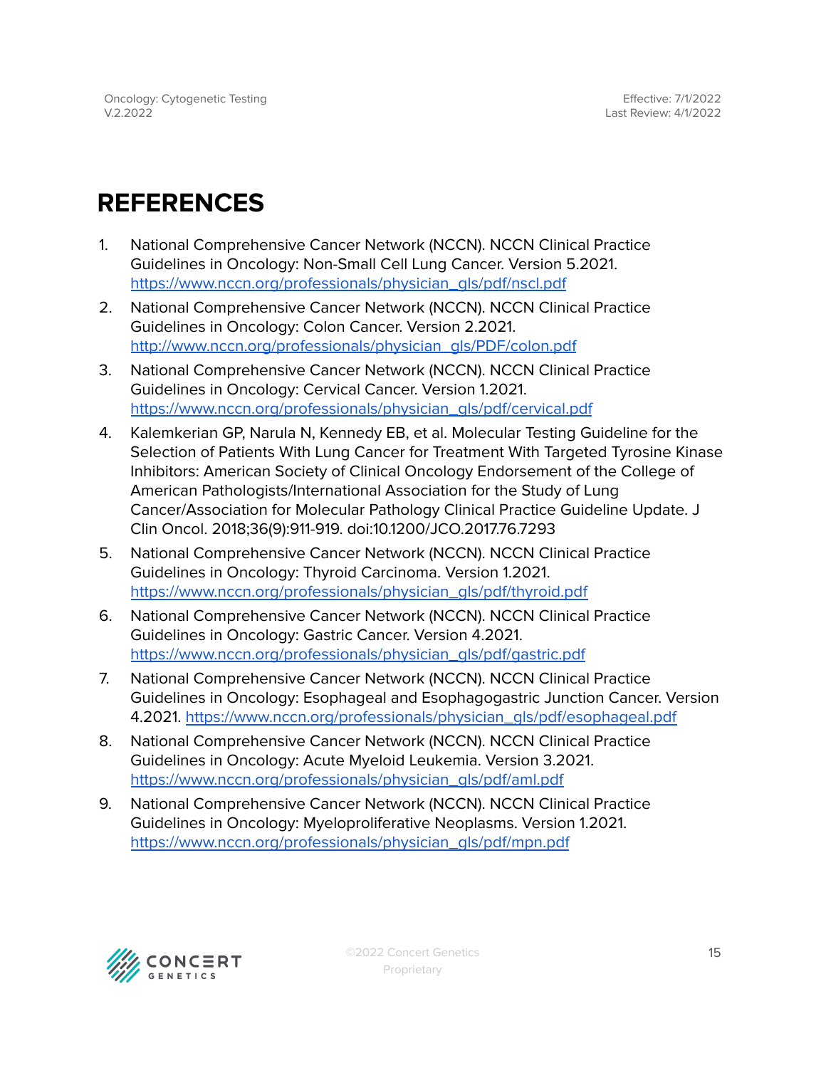# REFERENCES

1. National Comprehensive Cancer Network (NCCN). NCCN Clinical Practice Guidelines in Oncology: Non-Small Cell Lung Cancer. Version 5.2021. https://www.nccn.org/professionals/physician_gls/pdf/nscl.pdf
2. National Comprehensive Cancer Network (NCCN). NCCN Clinical Practice Guidelines in Oncology: Colon Cancer. Version 2.2021. http://www.nccn.org/professionals/physician_gls/PDF/colon.pdf
3. National Comprehensive Cancer Network (NCCN). NCCN Clinical Practice Guidelines in Oncology: Cervical Cancer. Version 1.2021. https://www.nccn.org/professionals/physician_gls/pdf/cervical.pdf
4. Kalemkerian GP, Narula N, Kennedy EB, et al. Molecular Testing Guideline for the Selection of Patients With Lung Cancer for Treatment With Targeted Tyrosine Kinase Inhibitors: American Society of Clinical Oncology Endorsement of the College of American Pathologists/International Association for the Study of Lung Cancer/Association for Molecular Pathology Clinical Practice Guideline Update. J Clin Oncol. 2018;36(9):911-919. doi:10.1200/JCO.2017.76.7293
5. National Comprehensive Cancer Network (NCCN). NCCN Clinical Practice Guidelines in Oncology: Thyroid Carcinoma. Version 1.2021. https://www.nccn.org/professionals/physician_gls/pdf/thyroid.pdf
6. National Comprehensive Cancer Network (NCCN). NCCN Clinical Practice Guidelines in Oncology: Gastric Cancer. Version 4.2021. https://www.nccn.org/professionals/physician_gls/pdf/gastric.pdf
7. National Comprehensive Cancer Network (NCCN). NCCN Clinical Practice Guidelines in Oncology: Esophageal and Esophagogastric Junction Cancer. Version 4.2021. https://www.nccn.org/professionals/physician_gls/pdf/esophageal.pdf
8. National Comprehensive Cancer Network (NCCN). NCCN Clinical Practice Guidelines in Oncology: Acute Myeloid Leukemia. Version 3.2021. https://www.nccn.org/professionals/physician_gls/pdf/aml.pdf
9. National Comprehensive Cancer Network (NCCN). NCCN Clinical Practice Guidelines in Oncology: Myeloproliferative Neoplasms. Version 1.2021. https://www.nccn.org/professionals/physician_gls/pdf/mpn.pdf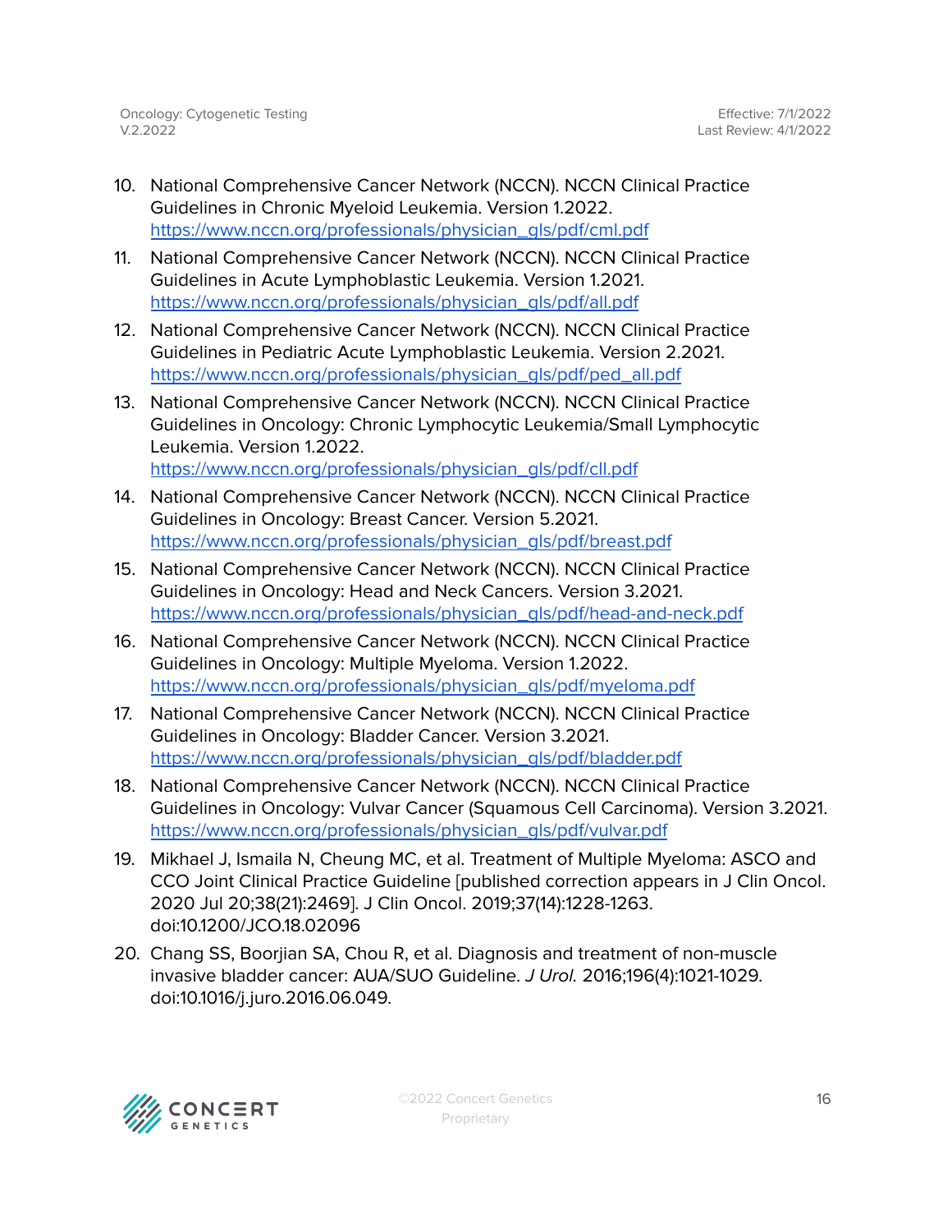10. National Comprehensive Cancer Network (NCCN). NCCN Clinical Practice Guidelines in Chronic Myeloid Leukemia. Version 1.2022. https://www.nccn.org/professionals/physician_gls/pdf/cml.pdf
11. National Comprehensive Cancer Network (NCCN). NCCN Clinical Practice Guidelines in Acute Lymphoblastic Leukemia. Version 1.2021. https://www.nccn.org/professionals/physician_gls/pdf/all.pdf
12. National Comprehensive Cancer Network (NCCN). NCCN Clinical Practice Guidelines in Pediatric Acute Lymphoblastic Leukemia. Version 2.2021. https://www.nccn.org/professionals/physician_gls/pdf/ped_all.pdf
13. National Comprehensive Cancer Network (NCCN). NCCN Clinical Practice Guidelines in Oncology: Chronic Lymphocytic Leukemia/Small Lymphocytic Leukemia. Version 1.2022. https://www.nccn.org/professionals/physician_gls/pdf/cll.pdf
14. National Comprehensive Cancer Network (NCCN). NCCN Clinical Practice Guidelines in Oncology: Breast Cancer. Version 5.2021. https://www.nccn.org/professionals/physician_gls/pdf/breast.pdf
15. National Comprehensive Cancer Network (NCCN). NCCN Clinical Practice Guidelines in Oncology: Head and Neck Cancers. Version 3.2021. https://www.nccn.org/professionals/physician_gls/pdf/head-and-neck.pdf
16. National Comprehensive Cancer Network (NCCN). NCCN Clinical Practice Guidelines in Oncology: Multiple Myeloma. Version 1.2022. https://www.nccn.org/professionals/physician_gls/pdf/myeloma.pdf
17. National Comprehensive Cancer Network (NCCN). NCCN Clinical Practice Guidelines in Oncology: Bladder Cancer. Version 3.2021. https://www.nccn.org/professionals/physician_gls/pdf/bladder.pdf
18. National Comprehensive Cancer Network (NCCN). NCCN Clinical Practice Guidelines in Oncology: Vulvar Cancer (Squamous Cell Carcinoma). Version 3.2021. https://www.nccn.org/professionals/physician_gls/pdf/vulvar.pdf
19. Mikhael J, Ismaila N, Cheung MC, et al. Treatment of Multiple Myeloma: ASCO and CCO Joint Clinical Practice Guideline [published correction appears in J Clin Oncol. 2020 Jul 20;38(21):2469]. J Clin Oncol. 2019;37(14):1228-1263. doi:10.1200/JCO.18.02096
20. Chang SS, Boorjian SA, Chou R, et al. Diagnosis and treatment of non-muscle invasive bladder cancer: AUA/SUO Guideline. *J Urol.* 2016;196(4):1021-1029. doi:10.1016/j.juro.2016.06.049.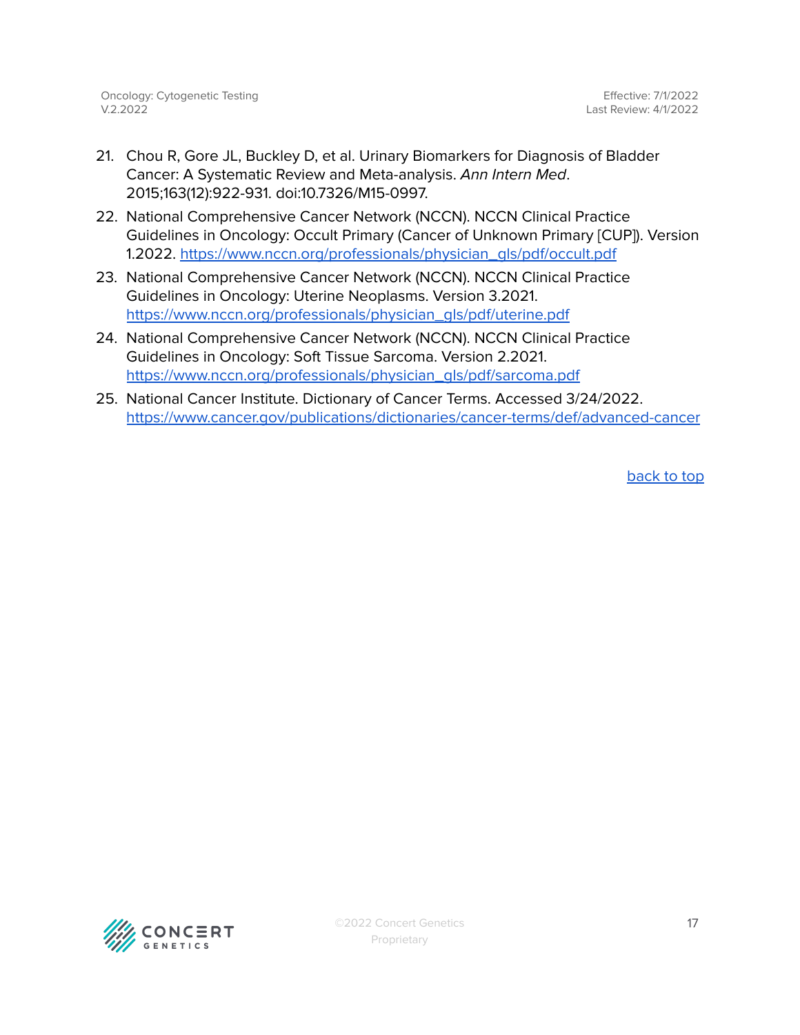21. Chou R, Gore JL, Buckley D, et al. Urinary Biomarkers for Diagnosis of Bladder Cancer: A Systematic Review and Meta-analysis. *Ann Intern Med*. 2015;163(12):922-931. doi:10.7326/M15-0997.
22. National Comprehensive Cancer Network (NCCN). NCCN Clinical Practice Guidelines in Oncology: Occult Primary (Cancer of Unknown Primary [CUP]). Version 1.2022. https://www.nccn.org/professionals/physician_gls/pdf/occult.pdf
23. National Comprehensive Cancer Network (NCCN). NCCN Clinical Practice Guidelines in Oncology: Uterine Neoplasms. Version 3.2021. https://www.nccn.org/professionals/physician_gls/pdf/uterine.pdf
24. National Comprehensive Cancer Network (NCCN). NCCN Clinical Practice Guidelines in Oncology: Soft Tissue Sarcoma. Version 2.2021. https://www.nccn.org/professionals/physician_gls/pdf/sarcoma.pdf
25. National Cancer Institute. Dictionary of Cancer Terms. Accessed 3/24/2022. https://www.cancer.gov/publications/dictionaries/cancer-terms/def/advanced-cancer

back to top